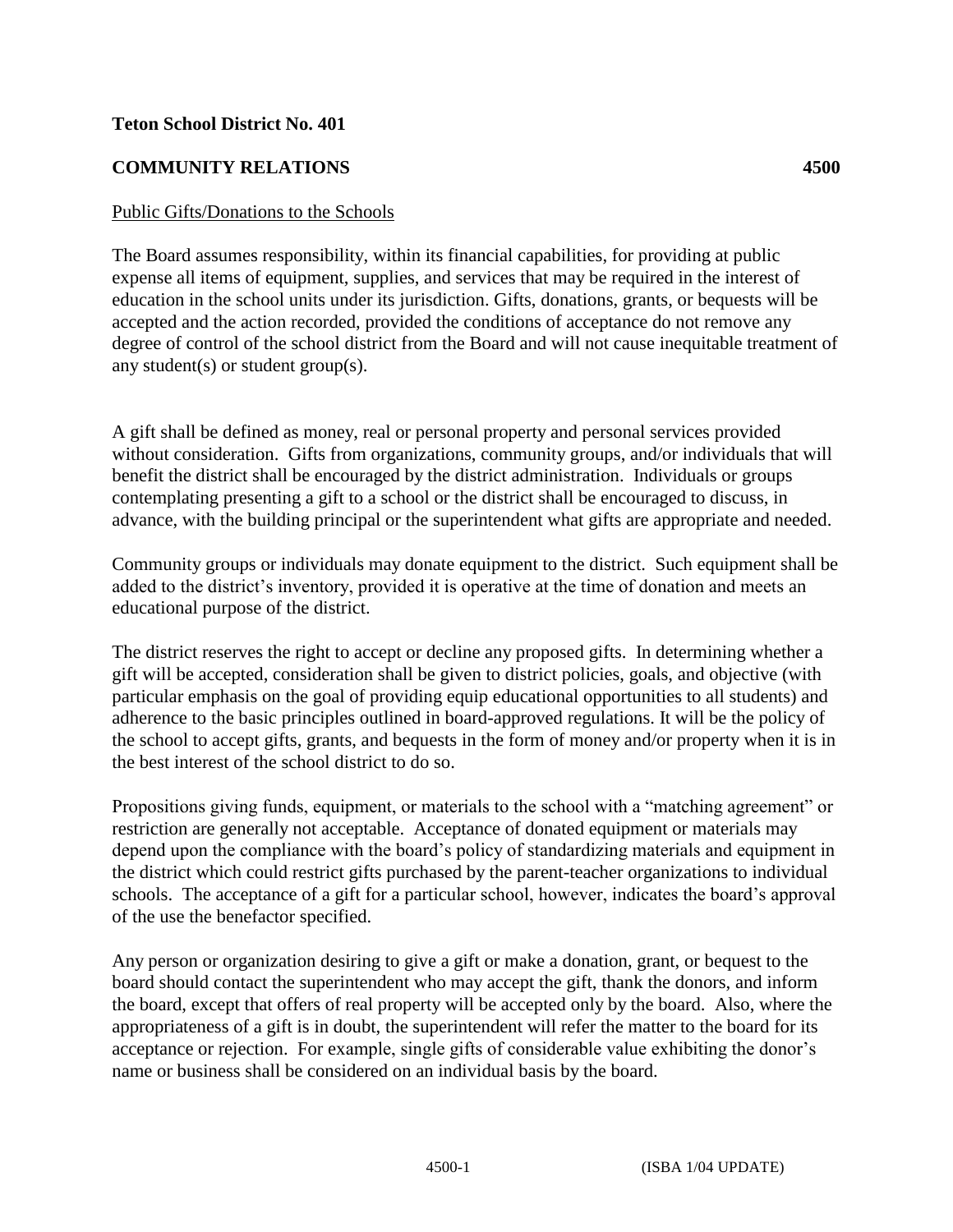**Teton School District No. 401**

**COMMUNITY RELATIONS 4500**

Public Gifts/Donations to the Schools

The Board assumes responsibility, within its financial capabilities, for providing at public expense all items of equipment, supplies, and services that may be required in the interest of education in the school units under its jurisdiction. Gifts, donations, grants, or bequests will be accepted and the action recorded, provided the conditions of acceptance do not remove any degree of control of the school district from the Board and will not cause inequitable treatment of any student(s) or student group(s).

A gift shall be defined as money, real or personal property and personal services provided without consideration. Gifts from organizations, community groups, and/or individuals that will benefit the district shall be encouraged by the district administration. Individuals or groups contemplating presenting a gift to a school or the district shall be encouraged to discuss, in advance, with the building principal or the superintendent what gifts are appropriate and needed.

Community groups or individuals may donate equipment to the district. Such equipment shall be added to the district's inventory, provided it is operative at the time of donation and meets an educational purpose of the district.

The district reserves the right to accept or decline any proposed gifts. In determining whether a gift will be accepted, consideration shall be given to district policies, goals, and objective (with particular emphasis on the goal of providing equip educational opportunities to all students) and adherence to the basic principles outlined in board-approved regulations. It will be the policy of the school to accept gifts, grants, and bequests in the form of money and/or property when it is in the best interest of the school district to do so.

Propositions giving funds, equipment, or materials to the school with a "matching agreement" or restriction are generally not acceptable. Acceptance of donated equipment or materials may depend upon the compliance with the board's policy of standardizing materials and equipment in the district which could restrict gifts purchased by the parent-teacher organizations to individual schools. The acceptance of a gift for a particular school, however, indicates the board's approval of the use the benefactor specified.

Any person or organization desiring to give a gift or make a donation, grant, or bequest to the board should contact the superintendent who may accept the gift, thank the donors, and inform the board, except that offers of real property will be accepted only by the board. Also, where the appropriateness of a gift is in doubt, the superintendent will refer the matter to the board for its acceptance or rejection. For example, single gifts of considerable value exhibiting the donor's name or business shall be considered on an individual basis by the board.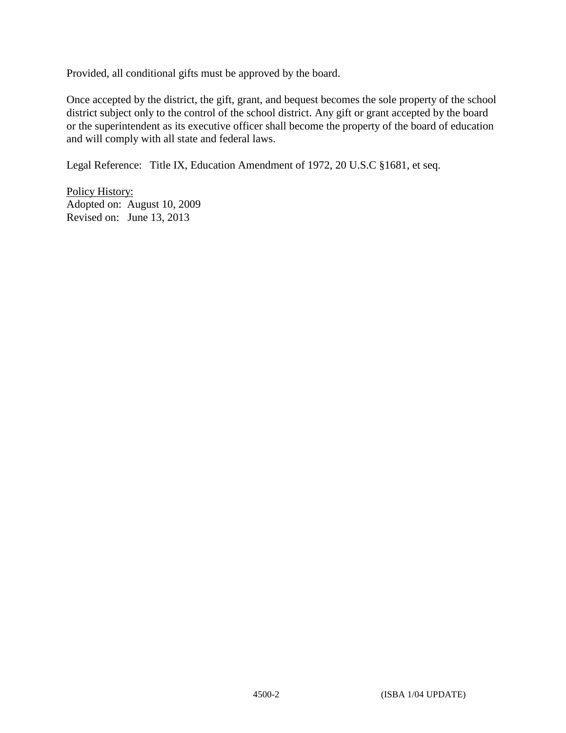Provided, all conditional gifts must be approved by the board.

Once accepted by the district, the gift, grant, and bequest becomes the sole property of the school district subject only to the control of the school district. Any gift or grant accepted by the board or the superintendent as its executive officer shall become the property of the board of education and will comply with all state and federal laws.

Legal Reference: Title IX, Education Amendment of 1972, 20 U.S.C §1681, et seq.

<u>Policy History:</u>
Adopted on: August 10, 2009
Revised on: June 13, 2013